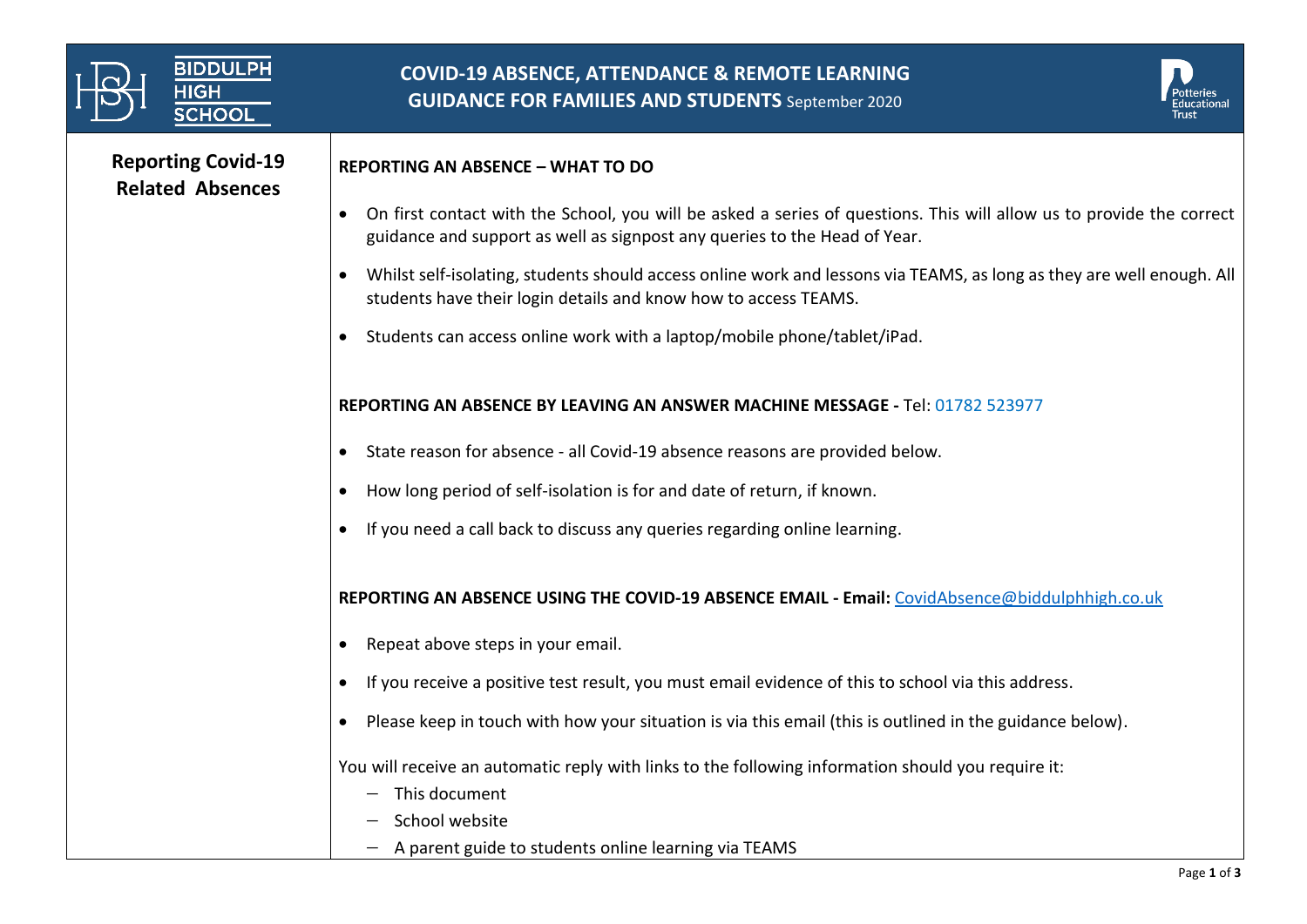# COVID-19 ABSENCE, ATTENDANCE & REMOTE LEARNING GUIDANCE FOR FAMILIES AND STUDENTS September 2020

BIDDULPH HIGH SCHOOL

Potteries Educational Trust

## Reporting Covid-19 Related Absences

**REPORTING AN ABSENCE – WHAT TO DO**

- On first contact with the School, you will be asked a series of questions. This will allow us to provide the correct guidance and support as well as signpost any queries to the Head of Year.
- Whilst self-isolating, students should access online work and lessons via TEAMS, as long as they are well enough. All students have their login details and know how to access TEAMS.
- Students can access online work with a laptop/mobile phone/tablet/iPad.

**REPORTING AN ABSENCE BY LEAVING AN ANSWER MACHINE MESSAGE -** Tel: 01782 523977

- State reason for absence - all Covid-19 absence reasons are provided below.
- How long period of self-isolation is for and date of return, if known.
- If you need a call back to discuss any queries regarding online learning.

**REPORTING AN ABSENCE USING THE COVID-19 ABSENCE EMAIL - Email:** CovidAbsence@biddulphhigh.co.uk

- Repeat above steps in your email.
- If you receive a positive test result, you must email evidence of this to school via this address.
- Please keep in touch with how your situation is via this email (this is outlined in the guidance below).

You will receive an automatic reply with links to the following information should you require it:

- This document
- School website
- A parent guide to students online learning via TEAMS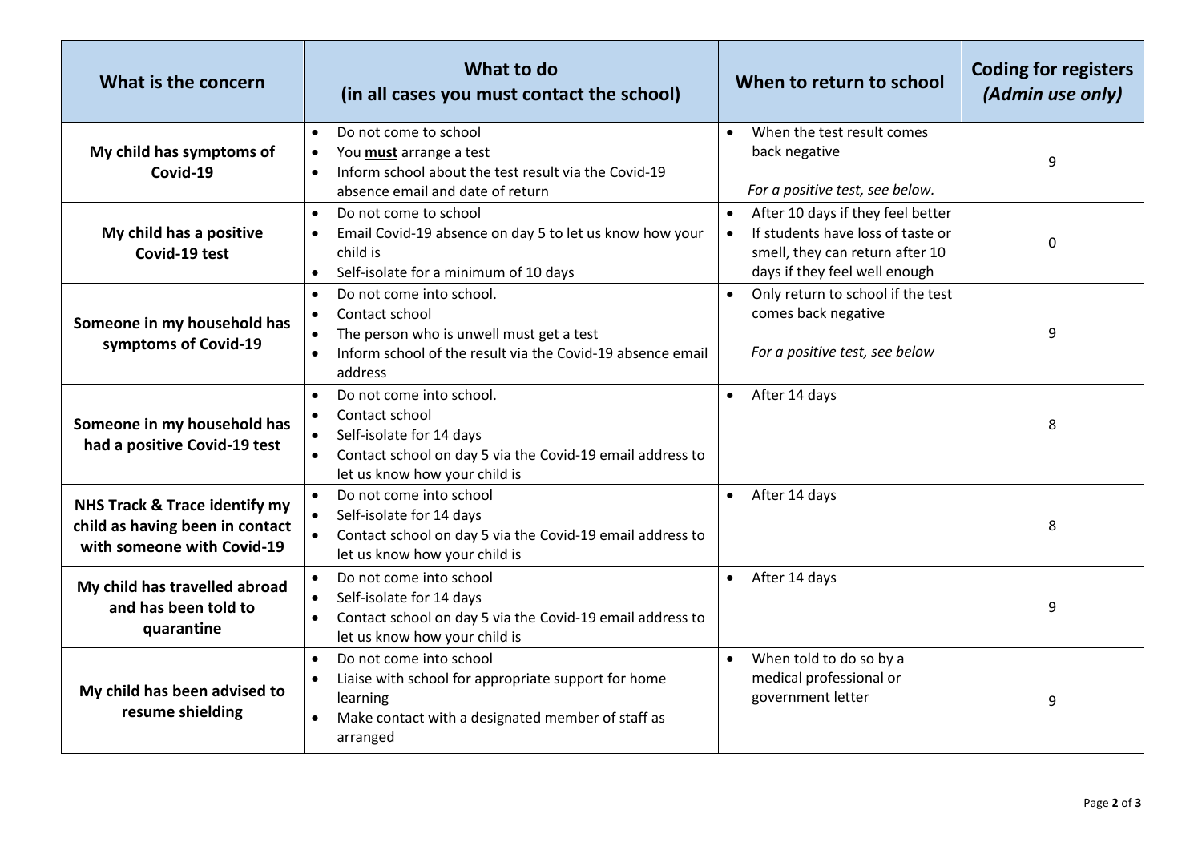| What is the concern | What to do (in all cases you must contact the school) | When to return to school | Coding for registers *(Admin use only)* |
|---|---|---|---|
| **My child has symptoms of Covid-19** | • Do not come to school<br>• You **must** arrange a test<br>• Inform school about the test result via the Covid-19 absence email and date of return | • When the test result comes back negative<br><br>*For a positive test, see below.* | 9 |
| **My child has a positive Covid-19 test** | • Do not come to school<br>• Email Covid-19 absence on day 5 to let us know how your child is<br>• Self-isolate for a minimum of 10 days | • After 10 days if they feel better<br>• If students have loss of taste or smell, they can return after 10 days if they feel well enough | 0 |
| **Someone in my household has symptoms of Covid-19** | • Do not come into school.<br>• Contact school<br>• The person who is unwell must get a test<br>• Inform school of the result via the Covid-19 absence email address | • Only return to school if the test comes back negative<br><br>*For a positive test, see below* | 9 |
| **Someone in my household has had a positive Covid-19 test** | • Do not come into school.<br>• Contact school<br>• Self-isolate for 14 days<br>• Contact school on day 5 via the Covid-19 email address to let us know how your child is | • After 14 days | 8 |
| **NHS Track & Trace identify my child as having been in contact with someone with Covid-19** | • Do not come into school<br>• Self-isolate for 14 days<br>• Contact school on day 5 via the Covid-19 email address to let us know how your child is | • After 14 days | 8 |
| **My child has travelled abroad and has been told to quarantine** | • Do not come into school<br>• Self-isolate for 14 days<br>• Contact school on day 5 via the Covid-19 email address to let us know how your child is | • After 14 days | 9 |
| **My child has been advised to resume shielding** | • Do not come into school<br>• Liaise with school for appropriate support for home learning<br>• Make contact with a designated member of staff as arranged | • When told to do so by a medical professional or government letter | 9 |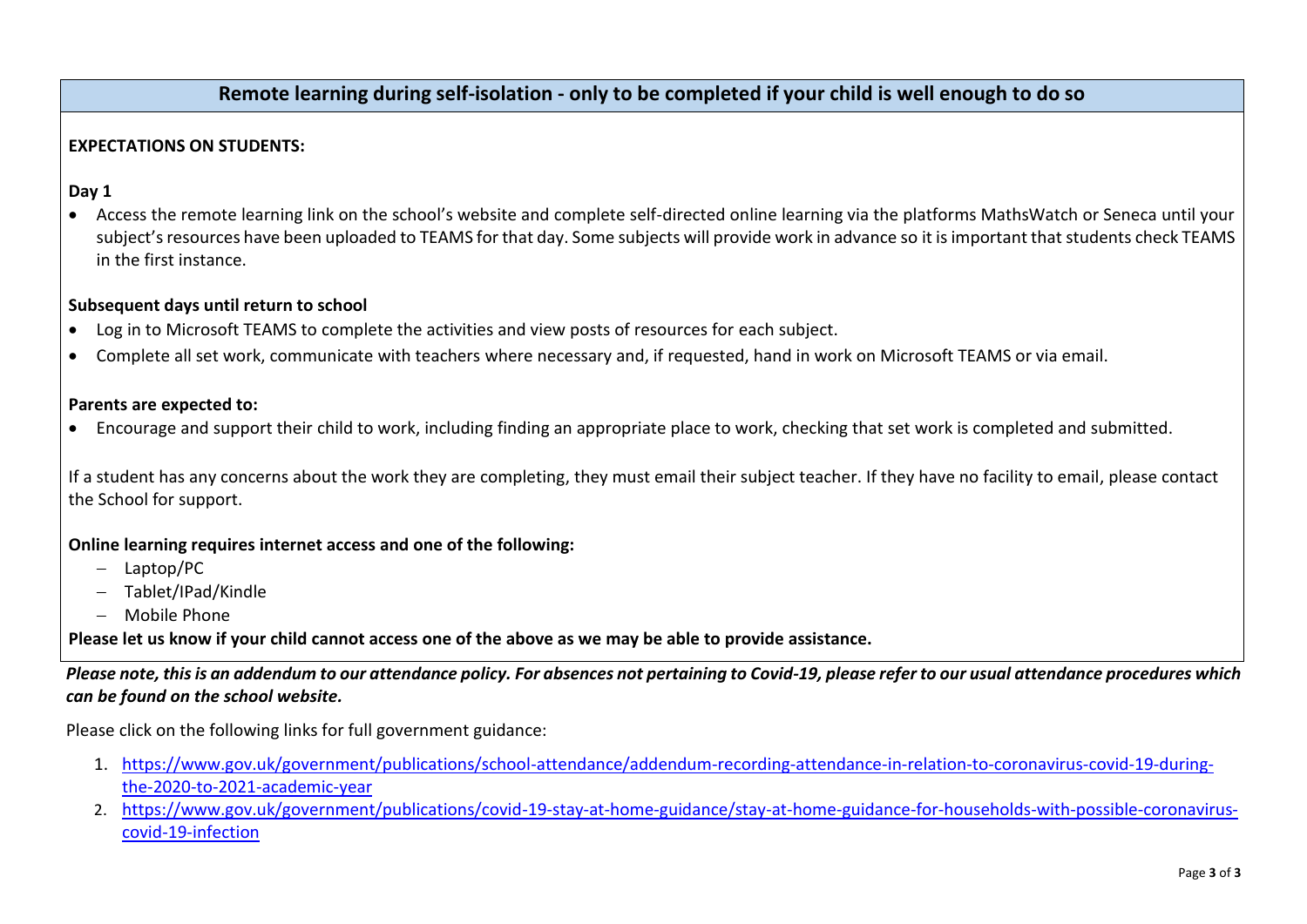## Remote learning during self-isolation - only to be completed if your child is well enough to do so

**EXPECTATIONS ON STUDENTS:**

**Day 1**

- Access the remote learning link on the school's website and complete self-directed online learning via the platforms MathsWatch or Seneca until your subject's resources have been uploaded to TEAMS for that day. Some subjects will provide work in advance so it is important that students check TEAMS in the first instance.

**Subsequent days until return to school**

- Log in to Microsoft TEAMS to complete the activities and view posts of resources for each subject.
- Complete all set work, communicate with teachers where necessary and, if requested, hand in work on Microsoft TEAMS or via email.

**Parents are expected to:**

- Encourage and support their child to work, including finding an appropriate place to work, checking that set work is completed and submitted.

If a student has any concerns about the work they are completing, they must email their subject teacher. If they have no facility to email, please contact the School for support.

**Online learning requires internet access and one of the following:**

- Laptop/PC
- Tablet/IPad/Kindle
- Mobile Phone

**Please let us know if your child cannot access one of the above as we may be able to provide assistance.**

***Please note, this is an addendum to our attendance policy. For absences not pertaining to Covid-19, please refer to our usual attendance procedures which can be found on the school website.***

Please click on the following links for full government guidance:

1. https://www.gov.uk/government/publications/school-attendance/addendum-recording-attendance-in-relation-to-coronavirus-covid-19-during-the-2020-to-2021-academic-year
2. https://www.gov.uk/government/publications/covid-19-stay-at-home-guidance/stay-at-home-guidance-for-households-with-possible-coronavirus-covid-19-infection